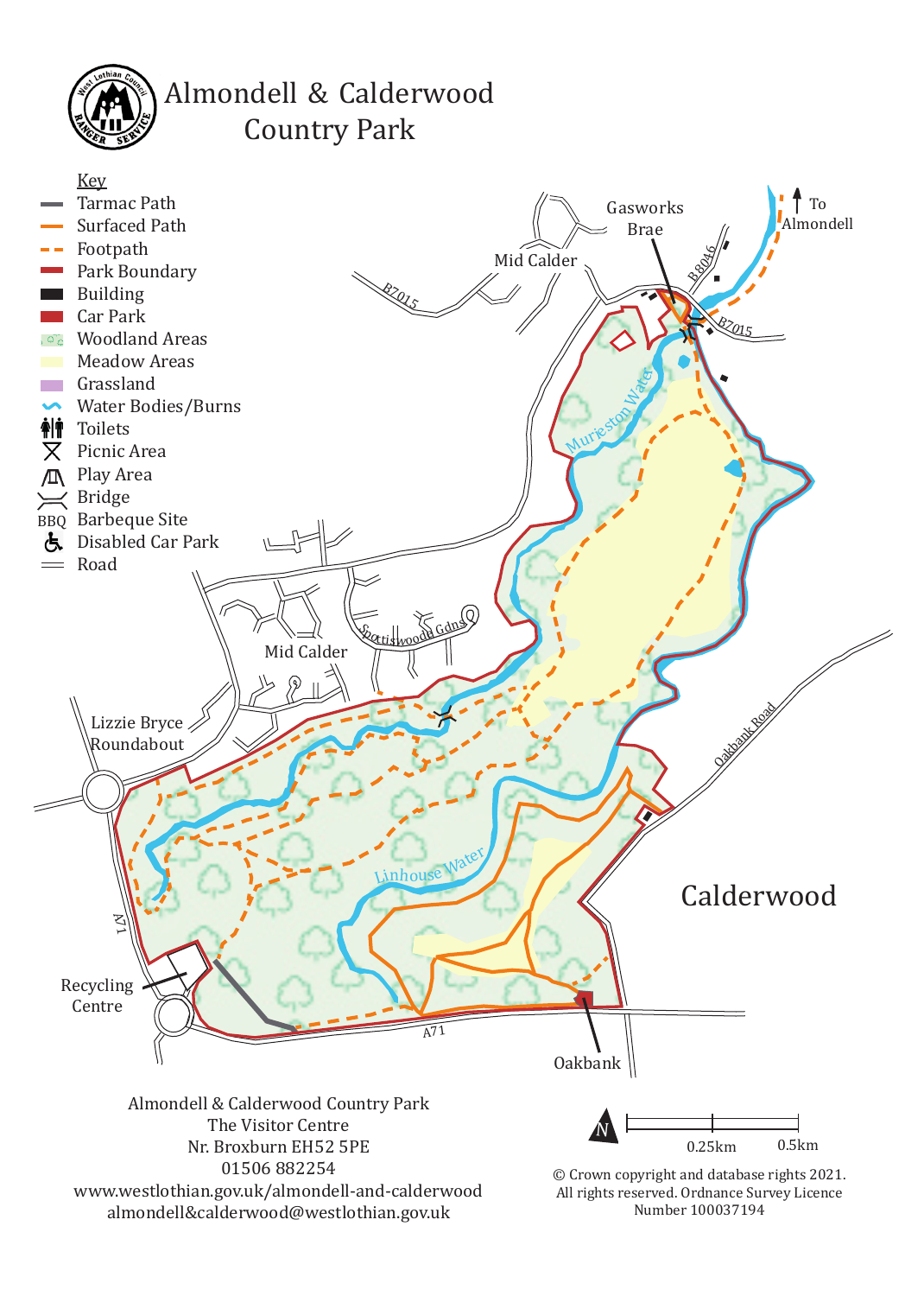# Almondell & Calderwood Country Park

**Key**

- Tarmac Path
- Surfaced Path
- Footpath
- Park Boundary
- Building
- Car Park
- Woodland Areas
- Meadow Areas
- Grassland
- Water Bodies/Burns
- Toilets
- Picnic Area
- Play Area
- Bridge
- BBQ Barbeque Site
- Disabled Car Park
- Road

Gasworks Brae

To Almondell

Mid Calder

B7015

B8046

Murieston Water

Spottiswoode Gdns

Mid Calder

Lizzie Bryce Roundabout

Oakbank Road

Linhouse Water

Calderwood

A71

Recycling Centre

A71

Oakbank

Almondell & Calderwood Country Park
The Visitor Centre
Nr. Broxburn EH52 5PE
01506 882254
www.westlothian.gov.uk/almondell-and-calderwood
almondell&calderwood@westlothian.gov.uk

N 0.25km 0.5km

© Crown copyright and database rights 2021.
All rights reserved. Ordnance Survey Licence Number 100037194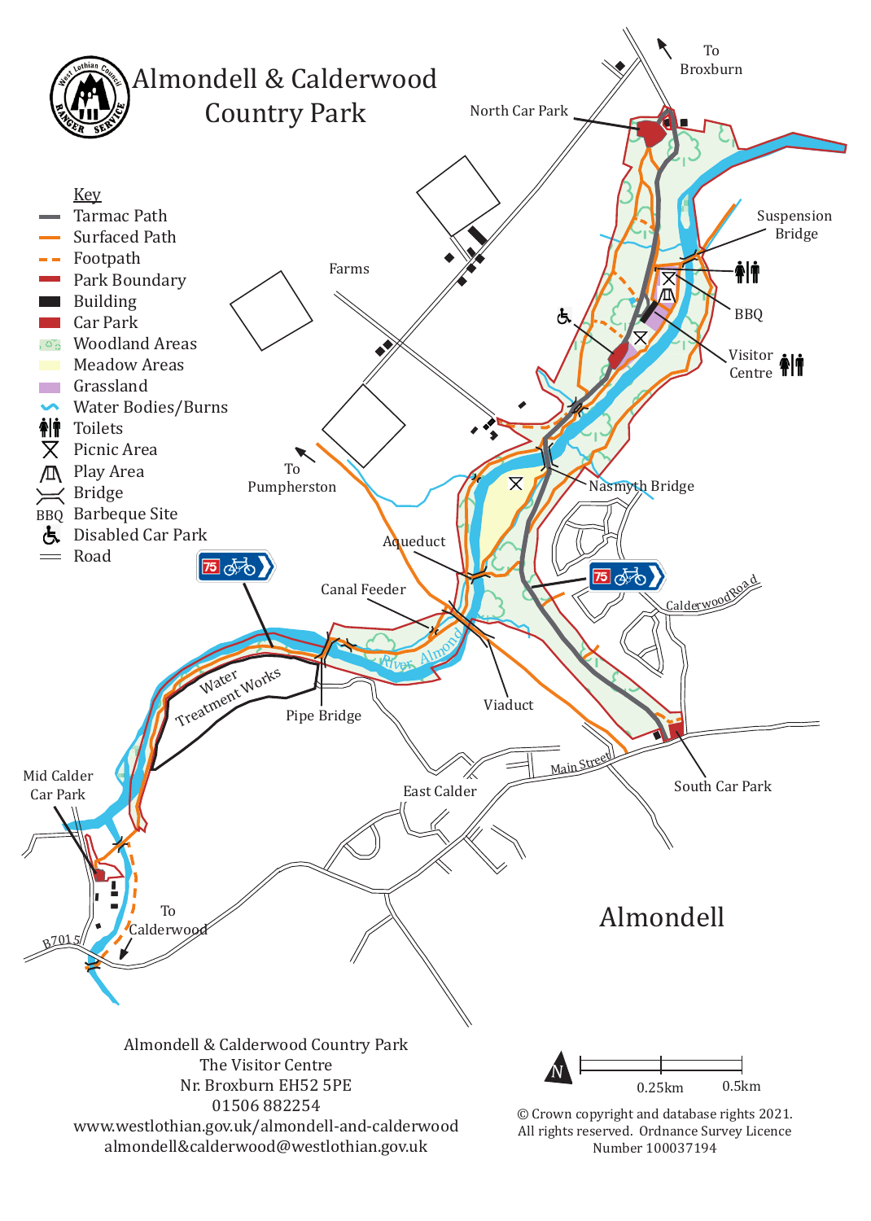# Almondell & Calderwood Country Park

**Key**

- Tarmac Path
- Surfaced Path
- Footpath
- Park Boundary
- Building
- Car Park
- Woodland Areas
- Meadow Areas
- Grassland
- Water Bodies/Burns
- Toilets
- Picnic Area
- Play Area
- Bridge
- BBQ Barbeque Site
- Disabled Car Park
- Road

To Broxburn

North Car Park

Farms

Suspension Bridge

BBQ

Visitor Centre

To Pumpherston

Nasmyth Bridge

Aqueduct

75

Canal Feeder

Calderwood Road

Water Treatment Works

River Almond

Pipe Bridge

Viaduct

Main Street

East Calder

South Car Park

Mid Calder Car Park

To Calderwood

B7015

Almondell

Almondell & Calderwood Country Park
The Visitor Centre
Nr. Broxburn EH52 5PE
01506 882254
www.westlothian.gov.uk/almondell-and-calderwood
almondell&calderwood@westlothian.gov.uk

N

0.25km 0.5km

© Crown copyright and database rights 2021.
All rights reserved. Ordnance Survey Licence
Number 100037194